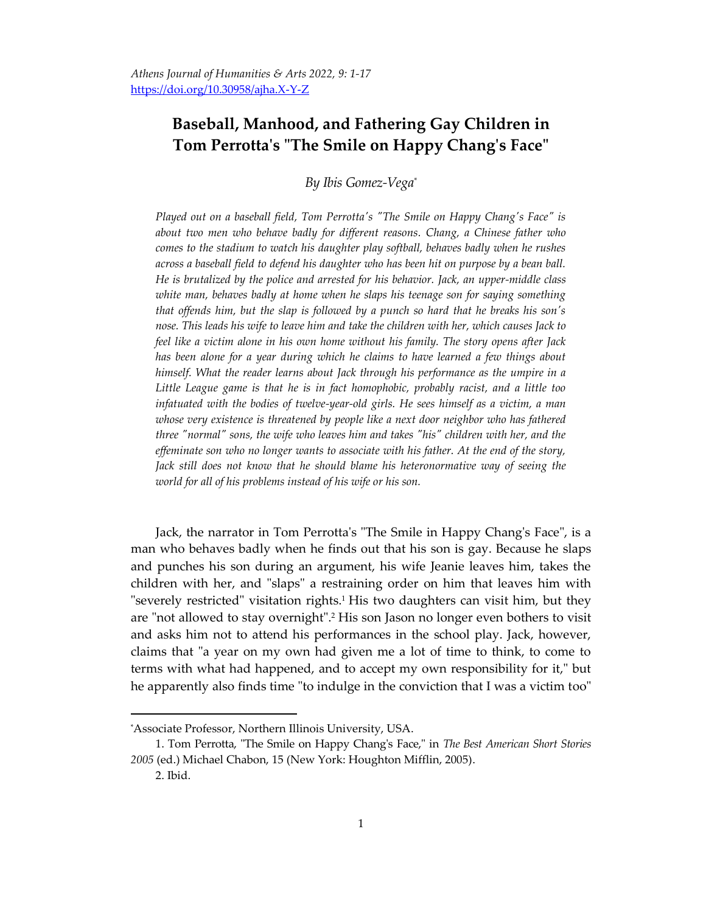*Athens Journal of Humanities & Arts 2022, 9: 1-17*
https://doi.org/10.30958/ajha.X-Y-Z

# Baseball, Manhood, and Fathering Gay Children in Tom Perrotta's "The Smile on Happy Chang's Face"

*By Ibis Gomez-Vega*[*]

*Played out on a baseball field, Tom Perrotta's "The Smile on Happy Chang's Face" is about two men who behave badly for different reasons. Chang, a Chinese father who comes to the stadium to watch his daughter play softball, behaves badly when he rushes across a baseball field to defend his daughter who has been hit on purpose by a bean ball. He is brutalized by the police and arrested for his behavior. Jack, an upper-middle class white man, behaves badly at home when he slaps his teenage son for saying something that offends him, but the slap is followed by a punch so hard that he breaks his son's nose. This leads his wife to leave him and take the children with her, which causes Jack to feel like a victim alone in his own home without his family. The story opens after Jack has been alone for a year during which he claims to have learned a few things about himself. What the reader learns about Jack through his performance as the umpire in a Little League game is that he is in fact homophobic, probably racist, and a little too infatuated with the bodies of twelve-year-old girls. He sees himself as a victim, a man whose very existence is threatened by people like a next door neighbor who has fathered three "normal" sons, the wife who leaves him and takes "his" children with her, and the effeminate son who no longer wants to associate with his father. At the end of the story, Jack still does not know that he should blame his heteronormative way of seeing the world for all of his problems instead of his wife or his son.*

Jack, the narrator in Tom Perrotta's "The Smile in Happy Chang's Face", is a man who behaves badly when he finds out that his son is gay. Because he slaps and punches his son during an argument, his wife Jeanie leaves him, takes the children with her, and "slaps" a restraining order on him that leaves him with "severely restricted" visitation rights.[1] His two daughters can visit him, but they are "not allowed to stay overnight".[2] His son Jason no longer even bothers to visit and asks him not to attend his performances in the school play. Jack, however, claims that "a year on my own had given me a lot of time to think, to come to terms with what had happened, and to accept my own responsibility for it," but he apparently also finds time "to indulge in the conviction that I was a victim too"

---

[*]Associate Professor, Northern Illinois University, USA.

1. Tom Perrotta, "The Smile on Happy Chang's Face," in *The Best American Short Stories 2005* (ed.) Michael Chabon, 15 (New York: Houghton Mifflin, 2005).

2. Ibid.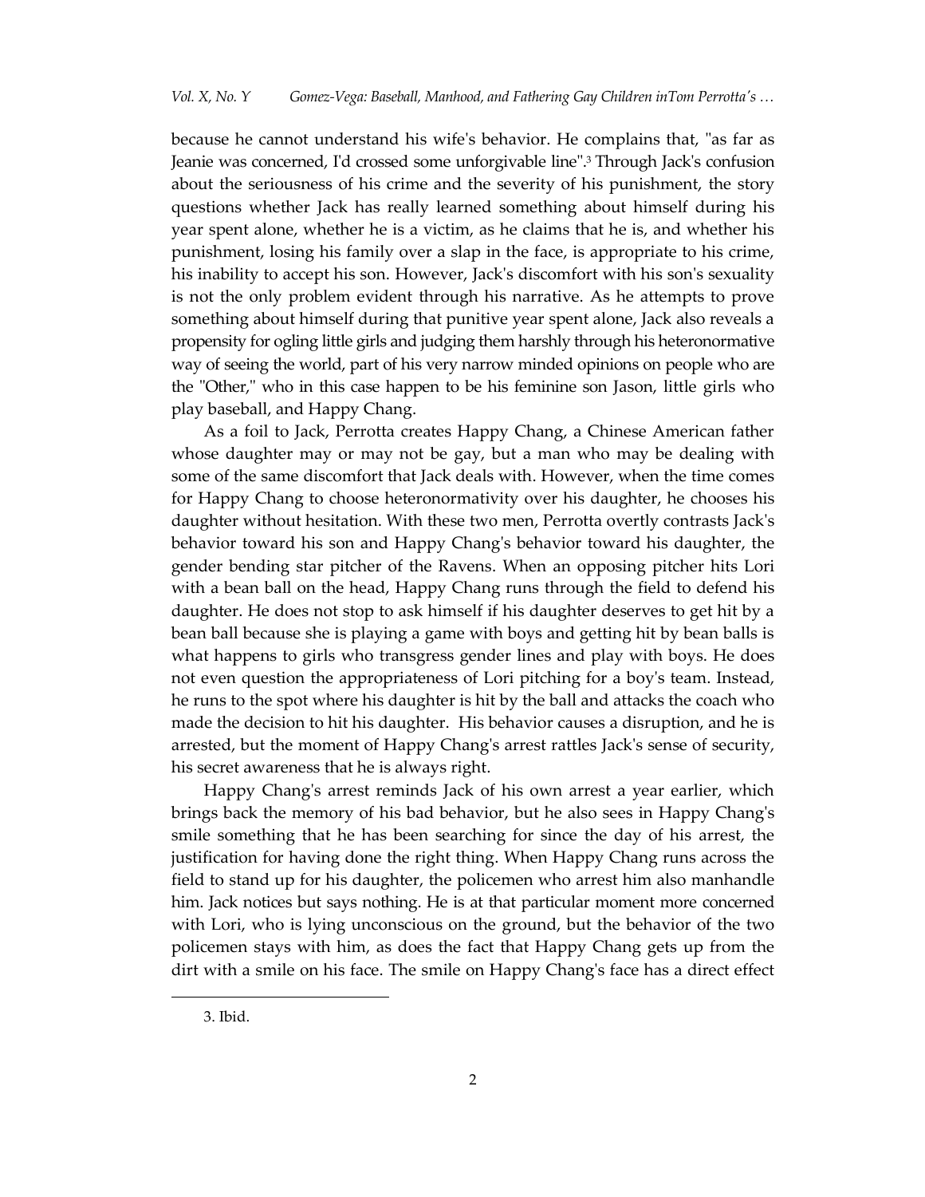because he cannot understand his wife's behavior. He complains that, "as far as Jeanie was concerned, I'd crossed some unforgivable line".[3] Through Jack's confusion about the seriousness of his crime and the severity of his punishment, the story questions whether Jack has really learned something about himself during his year spent alone, whether he is a victim, as he claims that he is, and whether his punishment, losing his family over a slap in the face, is appropriate to his crime, his inability to accept his son. However, Jack's discomfort with his son's sexuality is not the only problem evident through his narrative. As he attempts to prove something about himself during that punitive year spent alone, Jack also reveals a propensity for ogling little girls and judging them harshly through his heteronormative way of seeing the world, part of his very narrow minded opinions on people who are the "Other," who in this case happen to be his feminine son Jason, little girls who play baseball, and Happy Chang.

As a foil to Jack, Perrotta creates Happy Chang, a Chinese American father whose daughter may or may not be gay, but a man who may be dealing with some of the same discomfort that Jack deals with. However, when the time comes for Happy Chang to choose heteronormativity over his daughter, he chooses his daughter without hesitation. With these two men, Perrotta overtly contrasts Jack's behavior toward his son and Happy Chang's behavior toward his daughter, the gender bending star pitcher of the Ravens. When an opposing pitcher hits Lori with a bean ball on the head, Happy Chang runs through the field to defend his daughter. He does not stop to ask himself if his daughter deserves to get hit by a bean ball because she is playing a game with boys and getting hit by bean balls is what happens to girls who transgress gender lines and play with boys. He does not even question the appropriateness of Lori pitching for a boy's team. Instead, he runs to the spot where his daughter is hit by the ball and attacks the coach who made the decision to hit his daughter. His behavior causes a disruption, and he is arrested, but the moment of Happy Chang's arrest rattles Jack's sense of security, his secret awareness that he is always right.

Happy Chang's arrest reminds Jack of his own arrest a year earlier, which brings back the memory of his bad behavior, but he also sees in Happy Chang's smile something that he has been searching for since the day of his arrest, the justification for having done the right thing. When Happy Chang runs across the field to stand up for his daughter, the policemen who arrest him also manhandle him. Jack notices but says nothing. He is at that particular moment more concerned with Lori, who is lying unconscious on the ground, but the behavior of the two policemen stays with him, as does the fact that Happy Chang gets up from the dirt with a smile on his face. The smile on Happy Chang's face has a direct effect

---

3. Ibid.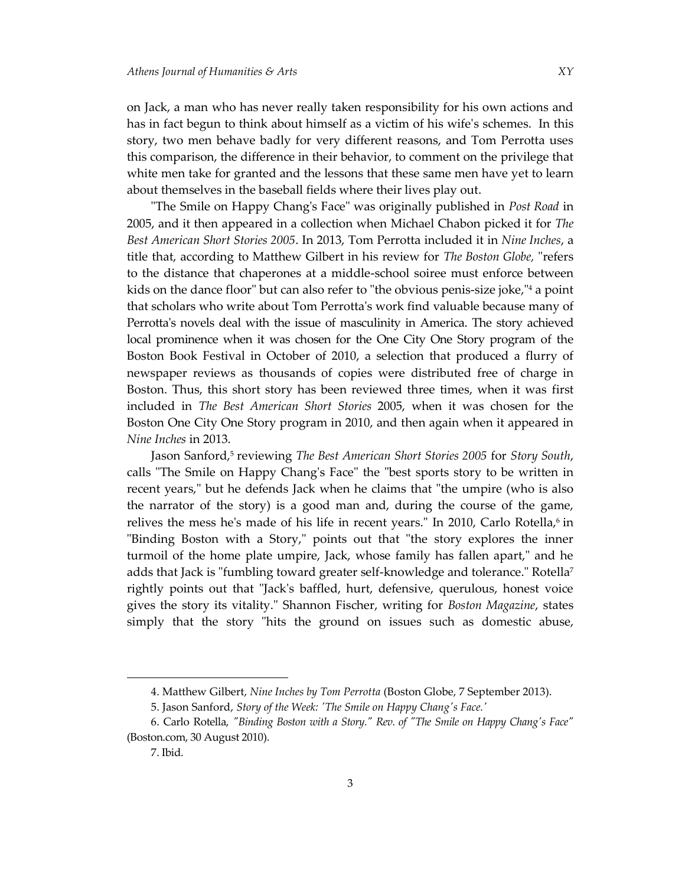on Jack, a man who has never really taken responsibility for his own actions and has in fact begun to think about himself as a victim of his wife's schemes. In this story, two men behave badly for very different reasons, and Tom Perrotta uses this comparison, the difference in their behavior, to comment on the privilege that white men take for granted and the lessons that these same men have yet to learn about themselves in the baseball fields where their lives play out.

"The Smile on Happy Chang's Face" was originally published in *Post Road* in 2005, and it then appeared in a collection when Michael Chabon picked it for *The Best American Short Stories 2005*. In 2013, Tom Perrotta included it in *Nine Inches*, a title that, according to Matthew Gilbert in his review for *The Boston Globe*, "refers to the distance that chaperones at a middle-school soiree must enforce between kids on the dance floor" but can also refer to "the obvious penis-size joke,"[4] a point that scholars who write about Tom Perrotta's work find valuable because many of Perrotta's novels deal with the issue of masculinity in America. The story achieved local prominence when it was chosen for the One City One Story program of the Boston Book Festival in October of 2010, a selection that produced a flurry of newspaper reviews as thousands of copies were distributed free of charge in Boston. Thus, this short story has been reviewed three times, when it was first included in *The Best American Short Stories* 2005, when it was chosen for the Boston One City One Story program in 2010, and then again when it appeared in *Nine Inches* in 2013.

Jason Sanford,[5] reviewing *The Best American Short Stories 2005* for *Story South*, calls "The Smile on Happy Chang's Face" the "best sports story to be written in recent years," but he defends Jack when he claims that "the umpire (who is also the narrator of the story) is a good man and, during the course of the game, relives the mess he's made of his life in recent years." In 2010, Carlo Rotella,[6] in "Binding Boston with a Story," points out that "the story explores the inner turmoil of the home plate umpire, Jack, whose family has fallen apart," and he adds that Jack is "fumbling toward greater self-knowledge and tolerance." Rotella[7] rightly points out that "Jack's baffled, hurt, defensive, querulous, honest voice gives the story its vitality." Shannon Fischer, writing for *Boston Magazine*, states simply that the story "hits the ground on issues such as domestic abuse,

---

4. Matthew Gilbert, *Nine Inches by Tom Perrotta* (Boston Globe, 7 September 2013).

5. Jason Sanford, *Story of the Week: 'The Smile on Happy Chang's Face.'*

6. Carlo Rotella, *"Binding Boston with a Story." Rev. of "The Smile on Happy Chang's Face"* (Boston.com, 30 August 2010).

7. Ibid.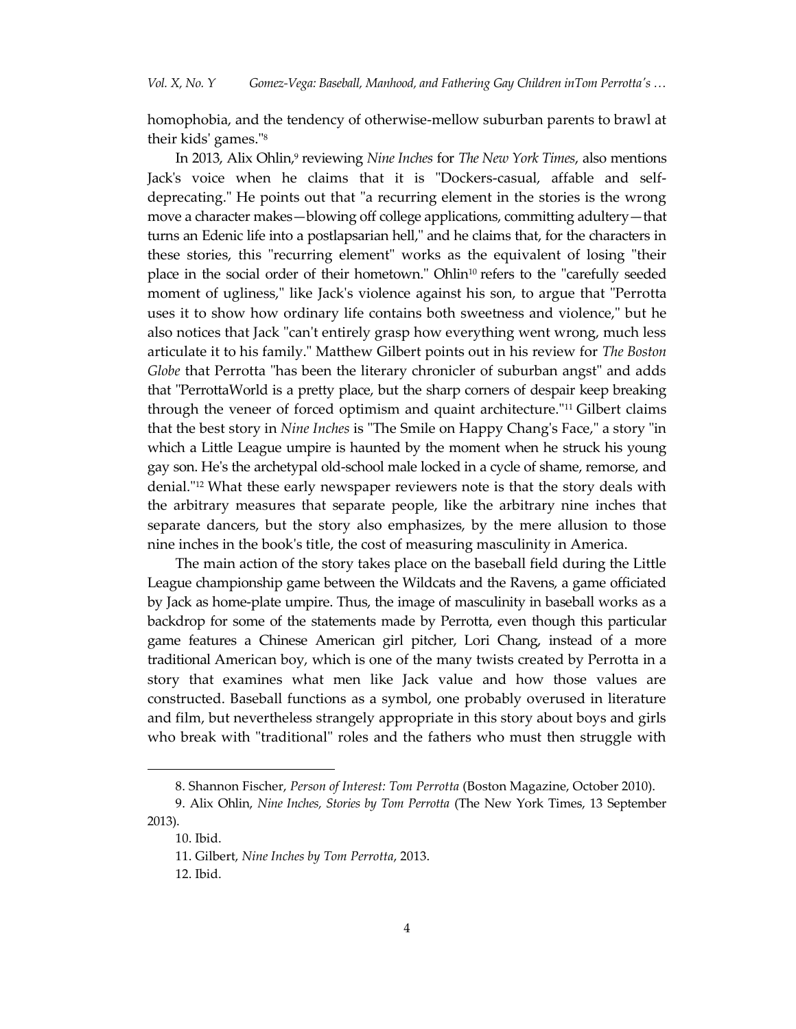homophobia, and the tendency of otherwise-mellow suburban parents to brawl at their kids' games."[8]

In 2013, Alix Ohlin,[9] reviewing *Nine Inches* for *The New York Times*, also mentions Jack's voice when he claims that it is "Dockers-casual, affable and self-deprecating." He points out that "a recurring element in the stories is the wrong move a character makes—blowing off college applications, committing adultery—that turns an Edenic life into a postlapsarian hell," and he claims that, for the characters in these stories, this "recurring element" works as the equivalent of losing "their place in the social order of their hometown." Ohlin[10] refers to the "carefully seeded moment of ugliness," like Jack's violence against his son, to argue that "Perrotta uses it to show how ordinary life contains both sweetness and violence," but he also notices that Jack "can't entirely grasp how everything went wrong, much less articulate it to his family." Matthew Gilbert points out in his review for *The Boston Globe* that Perrotta "has been the literary chronicler of suburban angst" and adds that "PerrottaWorld is a pretty place, but the sharp corners of despair keep breaking through the veneer of forced optimism and quaint architecture."[11] Gilbert claims that the best story in *Nine Inches* is "The Smile on Happy Chang's Face," a story "in which a Little League umpire is haunted by the moment when he struck his young gay son. He's the archetypal old-school male locked in a cycle of shame, remorse, and denial."[12] What these early newspaper reviewers note is that the story deals with the arbitrary measures that separate people, like the arbitrary nine inches that separate dancers, but the story also emphasizes, by the mere allusion to those nine inches in the book's title, the cost of measuring masculinity in America.

The main action of the story takes place on the baseball field during the Little League championship game between the Wildcats and the Ravens, a game officiated by Jack as home-plate umpire. Thus, the image of masculinity in baseball works as a backdrop for some of the statements made by Perrotta, even though this particular game features a Chinese American girl pitcher, Lori Chang, instead of a more traditional American boy, which is one of the many twists created by Perrotta in a story that examines what men like Jack value and how those values are constructed. Baseball functions as a symbol, one probably overused in literature and film, but nevertheless strangely appropriate in this story about boys and girls who break with "traditional" roles and the fathers who must then struggle with

---

8. Shannon Fischer, *Person of Interest: Tom Perrotta* (Boston Magazine, October 2010).

9. Alix Ohlin, *Nine Inches, Stories by Tom Perrotta* (The New York Times, 13 September 2013).

10. Ibid.

11. Gilbert, *Nine Inches by Tom Perrotta*, 2013.

12. Ibid.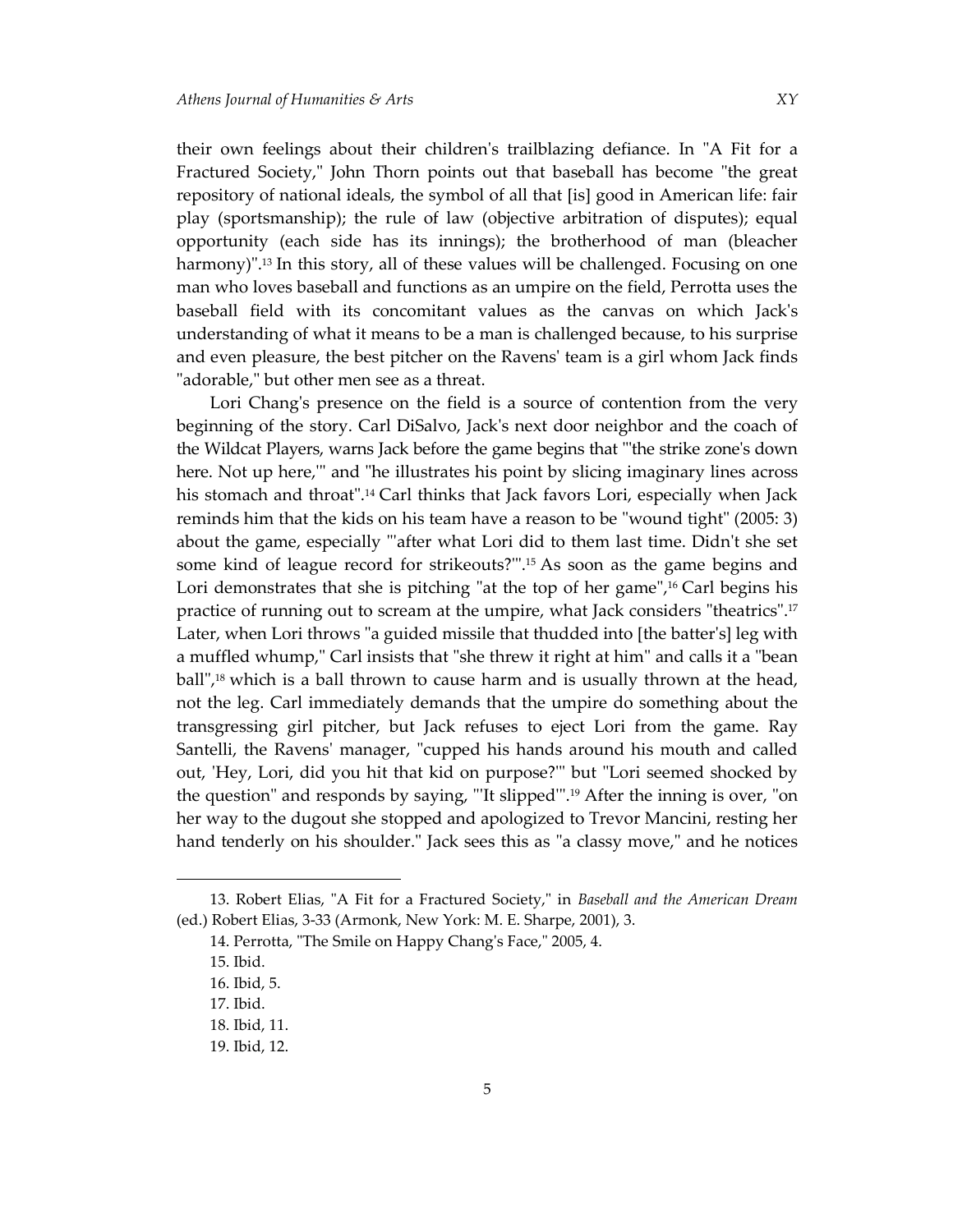their own feelings about their children's trailblazing defiance. In "A Fit for a Fractured Society," John Thorn points out that baseball has become "the great repository of national ideals, the symbol of all that [is] good in American life: fair play (sportsmanship); the rule of law (objective arbitration of disputes); equal opportunity (each side has its innings); the brotherhood of man (bleacher harmony)".[13] In this story, all of these values will be challenged. Focusing on one man who loves baseball and functions as an umpire on the field, Perrotta uses the baseball field with its concomitant values as the canvas on which Jack's understanding of what it means to be a man is challenged because, to his surprise and even pleasure, the best pitcher on the Ravens' team is a girl whom Jack finds "adorable," but other men see as a threat.

Lori Chang's presence on the field is a source of contention from the very beginning of the story. Carl DiSalvo, Jack's next door neighbor and the coach of the Wildcat Players, warns Jack before the game begins that "'the strike zone's down here. Not up here,'" and "he illustrates his point by slicing imaginary lines across his stomach and throat".[14] Carl thinks that Jack favors Lori, especially when Jack reminds him that the kids on his team have a reason to be "wound tight" (2005: 3) about the game, especially "'after what Lori did to them last time. Didn't she set some kind of league record for strikeouts?'".[15] As soon as the game begins and Lori demonstrates that she is pitching "at the top of her game",[16] Carl begins his practice of running out to scream at the umpire, what Jack considers "theatrics".[17] Later, when Lori throws "a guided missile that thudded into [the batter's] leg with a muffled whump," Carl insists that "she threw it right at him" and calls it a "bean ball",[18] which is a ball thrown to cause harm and is usually thrown at the head, not the leg. Carl immediately demands that the umpire do something about the transgressing girl pitcher, but Jack refuses to eject Lori from the game. Ray Santelli, the Ravens' manager, "cupped his hands around his mouth and called out, 'Hey, Lori, did you hit that kid on purpose?'" but "Lori seemed shocked by the question" and responds by saying, "'It slipped'".[19] After the inning is over, "on her way to the dugout she stopped and apologized to Trevor Mancini, resting her hand tenderly on his shoulder." Jack sees this as "a classy move," and he notices

---

13. Robert Elias, "A Fit for a Fractured Society," in *Baseball and the American Dream* (ed.) Robert Elias, 3-33 (Armonk, New York: M. E. Sharpe, 2001), 3.

14. Perrotta, "The Smile on Happy Chang's Face," 2005, 4.

15. Ibid.

16. Ibid, 5.

17. Ibid.

18. Ibid, 11.

19. Ibid, 12.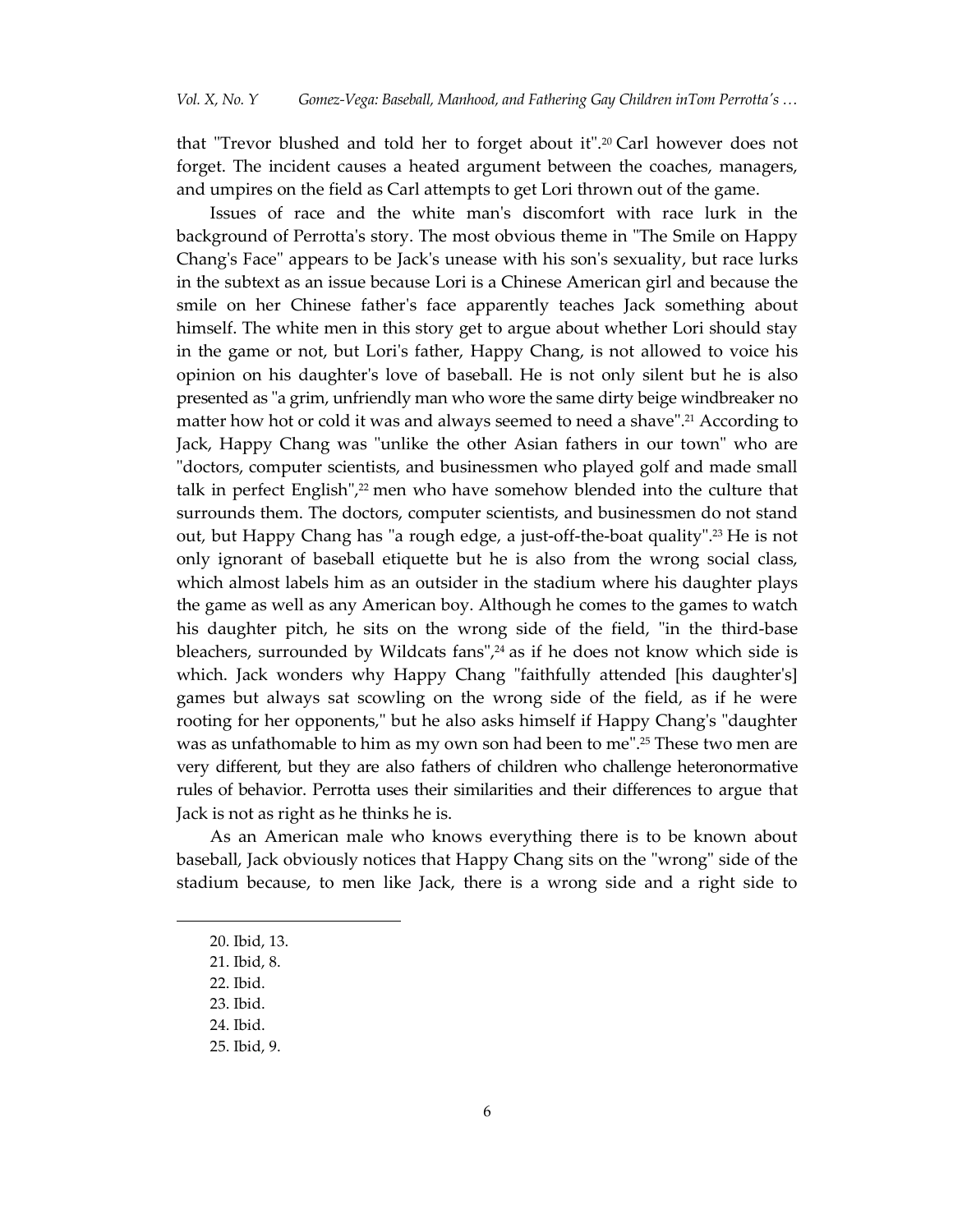that "Trevor blushed and told her to forget about it".[20] Carl however does not forget. The incident causes a heated argument between the coaches, managers, and umpires on the field as Carl attempts to get Lori thrown out of the game.

Issues of race and the white man's discomfort with race lurk in the background of Perrotta's story. The most obvious theme in "The Smile on Happy Chang's Face" appears to be Jack's unease with his son's sexuality, but race lurks in the subtext as an issue because Lori is a Chinese American girl and because the smile on her Chinese father's face apparently teaches Jack something about himself. The white men in this story get to argue about whether Lori should stay in the game or not, but Lori's father, Happy Chang, is not allowed to voice his opinion on his daughter's love of baseball. He is not only silent but he is also presented as "a grim, unfriendly man who wore the same dirty beige windbreaker no matter how hot or cold it was and always seemed to need a shave".[21] According to Jack, Happy Chang was "unlike the other Asian fathers in our town" who are "doctors, computer scientists, and businessmen who played golf and made small talk in perfect English",[22] men who have somehow blended into the culture that surrounds them. The doctors, computer scientists, and businessmen do not stand out, but Happy Chang has "a rough edge, a just-off-the-boat quality".[23] He is not only ignorant of baseball etiquette but he is also from the wrong social class, which almost labels him as an outsider in the stadium where his daughter plays the game as well as any American boy. Although he comes to the games to watch his daughter pitch, he sits on the wrong side of the field, "in the third-base bleachers, surrounded by Wildcats fans",[24] as if he does not know which side is which. Jack wonders why Happy Chang "faithfully attended [his daughter's] games but always sat scowling on the wrong side of the field, as if he were rooting for her opponents," but he also asks himself if Happy Chang's "daughter was as unfathomable to him as my own son had been to me".[25] These two men are very different, but they are also fathers of children who challenge heteronormative rules of behavior. Perrotta uses their similarities and their differences to argue that Jack is not as right as he thinks he is.

As an American male who knows everything there is to be known about baseball, Jack obviously notices that Happy Chang sits on the "wrong" side of the stadium because, to men like Jack, there is a wrong side and a right side to

20. Ibid, 13.
21. Ibid, 8.
22. Ibid.
23. Ibid.
24. Ibid.
25. Ibid, 9.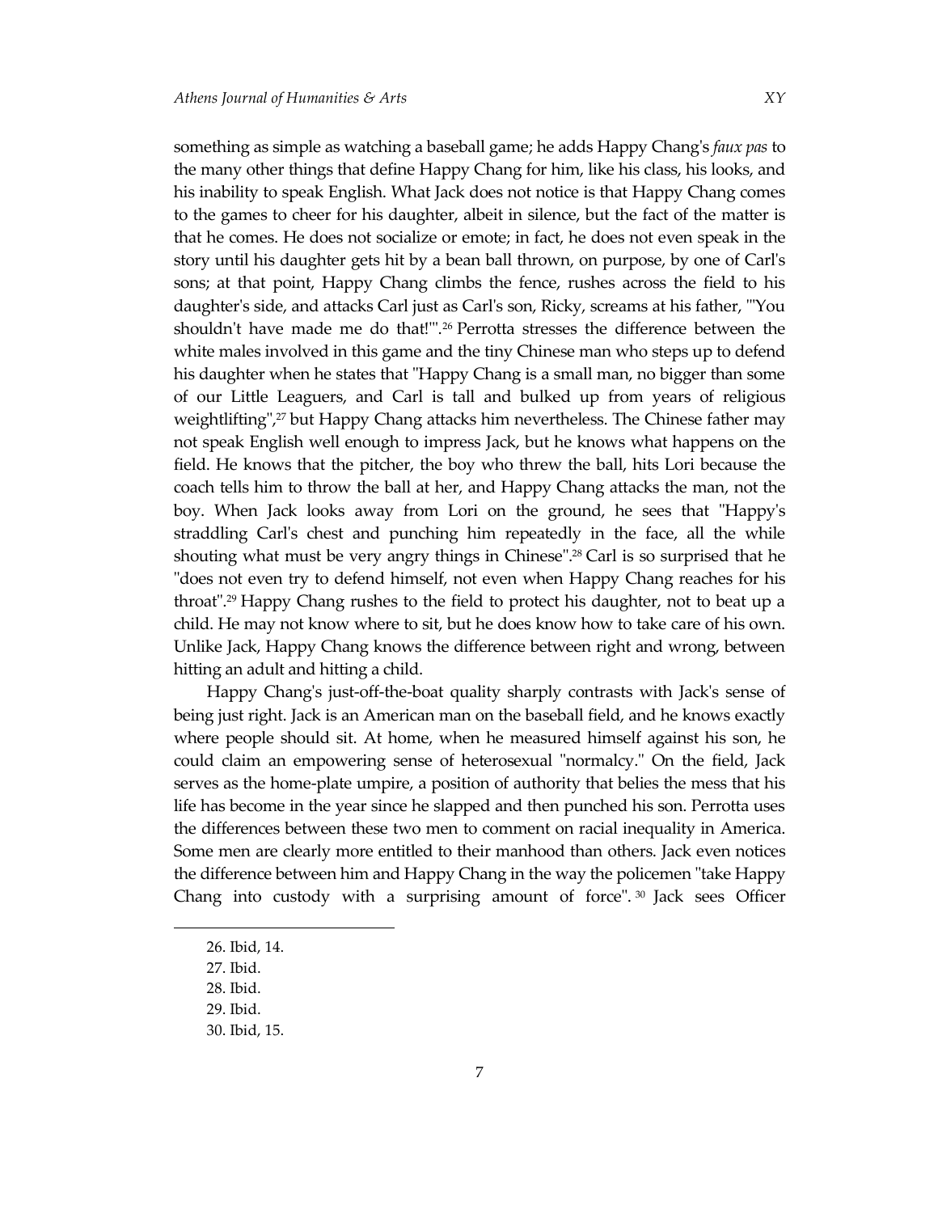something as simple as watching a baseball game; he adds Happy Chang's *faux pas* to the many other things that define Happy Chang for him, like his class, his looks, and his inability to speak English. What Jack does not notice is that Happy Chang comes to the games to cheer for his daughter, albeit in silence, but the fact of the matter is that he comes. He does not socialize or emote; in fact, he does not even speak in the story until his daughter gets hit by a bean ball thrown, on purpose, by one of Carl's sons; at that point, Happy Chang climbs the fence, rushes across the field to his daughter's side, and attacks Carl just as Carl's son, Ricky, screams at his father, "'You shouldn't have made me do that!'".[26] Perrotta stresses the difference between the white males involved in this game and the tiny Chinese man who steps up to defend his daughter when he states that "Happy Chang is a small man, no bigger than some of our Little Leaguers, and Carl is tall and bulked up from years of religious weightlifting",[27] but Happy Chang attacks him nevertheless. The Chinese father may not speak English well enough to impress Jack, but he knows what happens on the field. He knows that the pitcher, the boy who threw the ball, hits Lori because the coach tells him to throw the ball at her, and Happy Chang attacks the man, not the boy. When Jack looks away from Lori on the ground, he sees that "Happy's straddling Carl's chest and punching him repeatedly in the face, all the while shouting what must be very angry things in Chinese".[28] Carl is so surprised that he "does not even try to defend himself, not even when Happy Chang reaches for his throat".[29] Happy Chang rushes to the field to protect his daughter, not to beat up a child. He may not know where to sit, but he does know how to take care of his own. Unlike Jack, Happy Chang knows the difference between right and wrong, between hitting an adult and hitting a child.

Happy Chang's just-off-the-boat quality sharply contrasts with Jack's sense of being just right. Jack is an American man on the baseball field, and he knows exactly where people should sit. At home, when he measured himself against his son, he could claim an empowering sense of heterosexual "normalcy." On the field, Jack serves as the home-plate umpire, a position of authority that belies the mess that his life has become in the year since he slapped and then punched his son. Perrotta uses the differences between these two men to comment on racial inequality in America. Some men are clearly more entitled to their manhood than others. Jack even notices the difference between him and Happy Chang in the way the policemen "take Happy Chang into custody with a surprising amount of force".[30] Jack sees Officer

26. Ibid, 14.

27. Ibid.

28. Ibid.

29. Ibid.

30. Ibid, 15.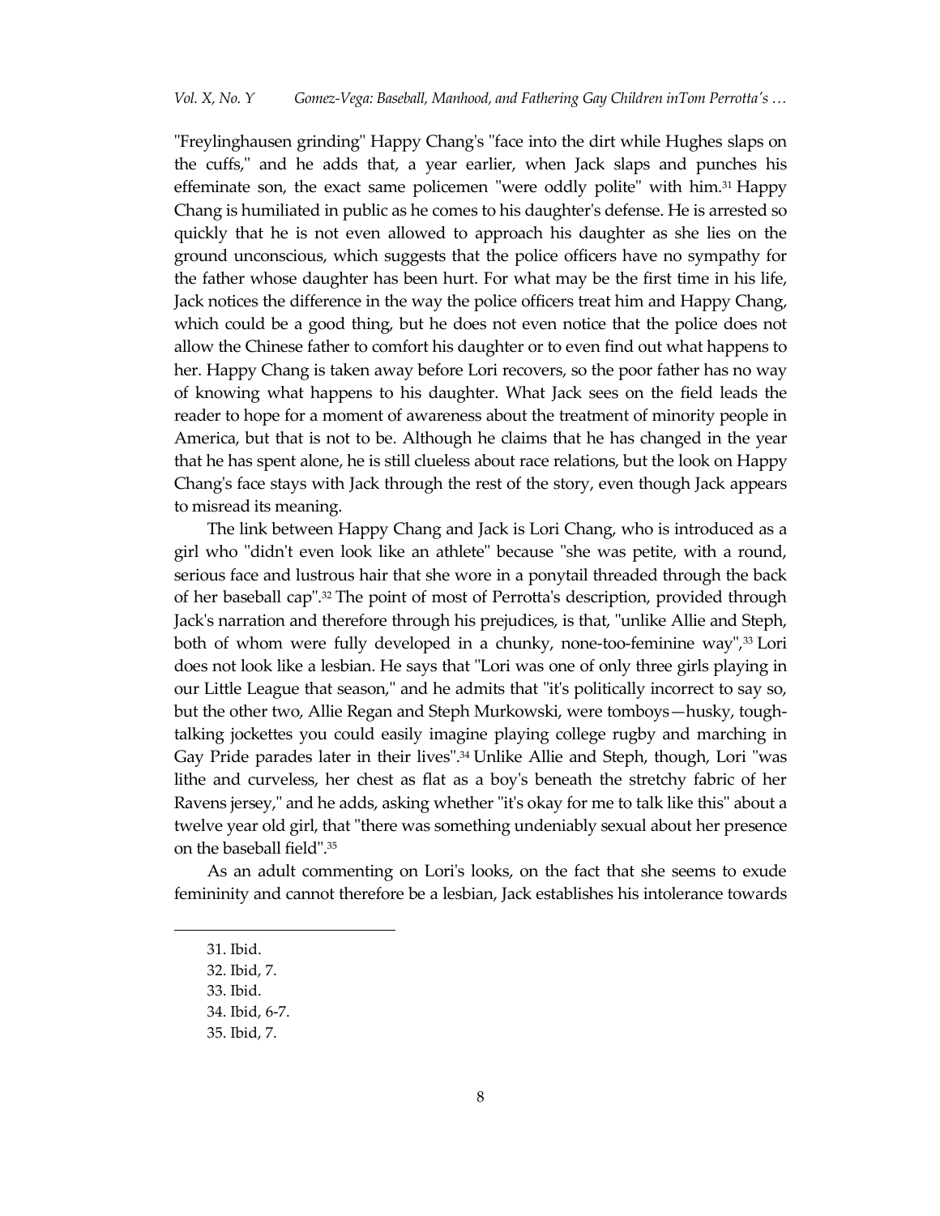"Freylinghausen grinding" Happy Chang's "face into the dirt while Hughes slaps on the cuffs," and he adds that, a year earlier, when Jack slaps and punches his effeminate son, the exact same policemen "were oddly polite" with him.[31] Happy Chang is humiliated in public as he comes to his daughter's defense. He is arrested so quickly that he is not even allowed to approach his daughter as she lies on the ground unconscious, which suggests that the police officers have no sympathy for the father whose daughter has been hurt. For what may be the first time in his life, Jack notices the difference in the way the police officers treat him and Happy Chang, which could be a good thing, but he does not even notice that the police does not allow the Chinese father to comfort his daughter or to even find out what happens to her. Happy Chang is taken away before Lori recovers, so the poor father has no way of knowing what happens to his daughter. What Jack sees on the field leads the reader to hope for a moment of awareness about the treatment of minority people in America, but that is not to be. Although he claims that he has changed in the year that he has spent alone, he is still clueless about race relations, but the look on Happy Chang's face stays with Jack through the rest of the story, even though Jack appears to misread its meaning.

The link between Happy Chang and Jack is Lori Chang, who is introduced as a girl who "didn't even look like an athlete" because "she was petite, with a round, serious face and lustrous hair that she wore in a ponytail threaded through the back of her baseball cap".[32] The point of most of Perrotta's description, provided through Jack's narration and therefore through his prejudices, is that, "unlike Allie and Steph, both of whom were fully developed in a chunky, none-too-feminine way",[33] Lori does not look like a lesbian. He says that "Lori was one of only three girls playing in our Little League that season," and he admits that "it's politically incorrect to say so, but the other two, Allie Regan and Steph Murkowski, were tomboys—husky, tough-talking jockettes you could easily imagine playing college rugby and marching in Gay Pride parades later in their lives".[34] Unlike Allie and Steph, though, Lori "was lithe and curveless, her chest as flat as a boy's beneath the stretchy fabric of her Ravens jersey," and he adds, asking whether "it's okay for me to talk like this" about a twelve year old girl, that "there was something undeniably sexual about her presence on the baseball field".[35]

As an adult commenting on Lori's looks, on the fact that she seems to exude femininity and cannot therefore be a lesbian, Jack establishes his intolerance towards

---

31. Ibid.
32. Ibid, 7.
33. Ibid.
34. Ibid, 6-7.
35. Ibid, 7.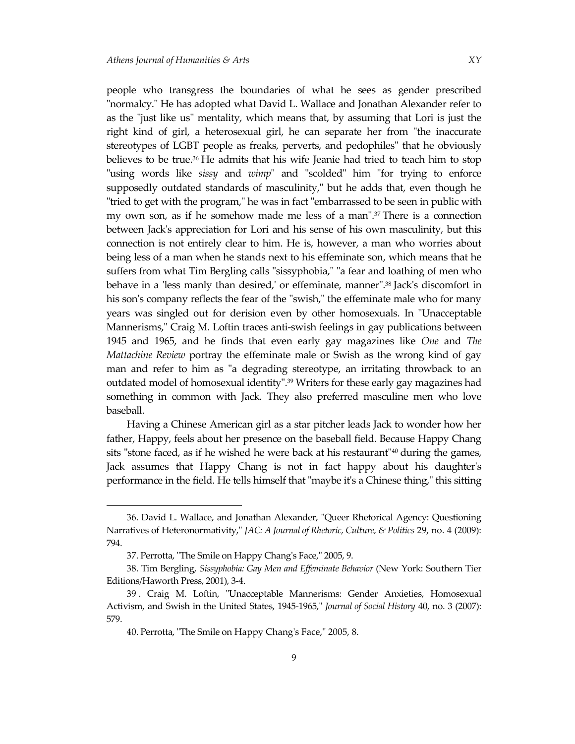people who transgress the boundaries of what he sees as gender prescribed "normalcy." He has adopted what David L. Wallace and Jonathan Alexander refer to as the "just like us" mentality, which means that, by assuming that Lori is just the right kind of girl, a heterosexual girl, he can separate her from "the inaccurate stereotypes of LGBT people as freaks, perverts, and pedophiles" that he obviously believes to be true.[36] He admits that his wife Jeanie had tried to teach him to stop "using words like *sissy* and *wimp*" and "scolded" him "for trying to enforce supposedly outdated standards of masculinity," but he adds that, even though he "tried to get with the program," he was in fact "embarrassed to be seen in public with my own son, as if he somehow made me less of a man".[37] There is a connection between Jack's appreciation for Lori and his sense of his own masculinity, but this connection is not entirely clear to him. He is, however, a man who worries about being less of a man when he stands next to his effeminate son, which means that he suffers from what Tim Bergling calls "sissyphobia," "a fear and loathing of men who behave in a 'less manly than desired,' or effeminate, manner".[38] Jack's discomfort in his son's company reflects the fear of the "swish," the effeminate male who for many years was singled out for derision even by other homosexuals. In "Unacceptable Mannerisms," Craig M. Loftin traces anti-swish feelings in gay publications between 1945 and 1965, and he finds that even early gay magazines like *One* and *The Mattachine Review* portray the effeminate male or Swish as the wrong kind of gay man and refer to him as "a degrading stereotype, an irritating throwback to an outdated model of homosexual identity".[39] Writers for these early gay magazines had something in common with Jack. They also preferred masculine men who love baseball.

Having a Chinese American girl as a star pitcher leads Jack to wonder how her father, Happy, feels about her presence on the baseball field. Because Happy Chang sits "stone faced, as if he wished he were back at his restaurant"[40] during the games, Jack assumes that Happy Chang is not in fact happy about his daughter's performance in the field. He tells himself that "maybe it's a Chinese thing," this sitting

---

36. David L. Wallace, and Jonathan Alexander, "Queer Rhetorical Agency: Questioning Narratives of Heteronormativity," *JAC: A Journal of Rhetoric, Culture, & Politics* 29, no. 4 (2009): 794.

37. Perrotta, "The Smile on Happy Chang's Face," 2005, 9.

38. Tim Bergling, *Sissyphobia: Gay Men and Effeminate Behavior* (New York: Southern Tier Editions/Haworth Press, 2001), 3-4.

39. Craig M. Loftin, "Unacceptable Mannerisms: Gender Anxieties, Homosexual Activism, and Swish in the United States, 1945-1965," *Journal of Social History* 40, no. 3 (2007): 579.

40. Perrotta, "The Smile on Happy Chang's Face," 2005, 8.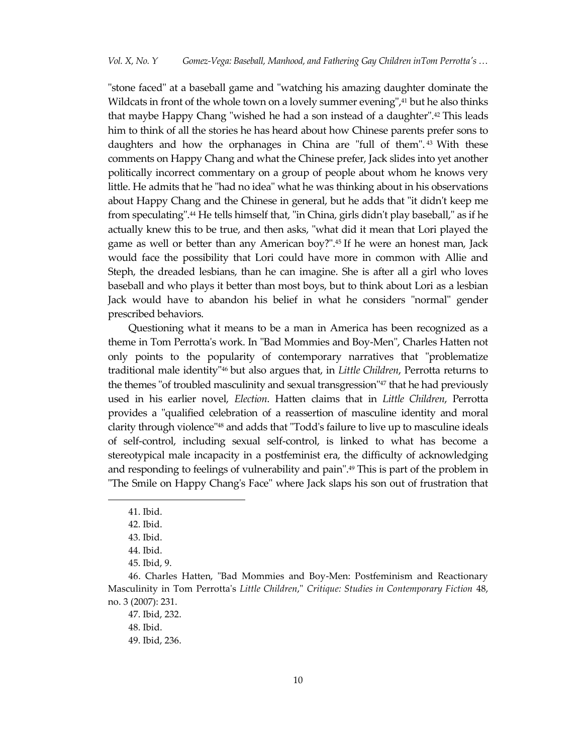"stone faced" at a baseball game and "watching his amazing daughter dominate the Wildcats in front of the whole town on a lovely summer evening",[41] but he also thinks that maybe Happy Chang "wished he had a son instead of a daughter".[42] This leads him to think of all the stories he has heard about how Chinese parents prefer sons to daughters and how the orphanages in China are "full of them".[43] With these comments on Happy Chang and what the Chinese prefer, Jack slides into yet another politically incorrect commentary on a group of people about whom he knows very little. He admits that he "had no idea" what he was thinking about in his observations about Happy Chang and the Chinese in general, but he adds that "it didn't keep me from speculating".[44] He tells himself that, "in China, girls didn't play baseball," as if he actually knew this to be true, and then asks, "what did it mean that Lori played the game as well or better than any American boy?".[45] If he were an honest man, Jack would face the possibility that Lori could have more in common with Allie and Steph, the dreaded lesbians, than he can imagine. She is after all a girl who loves baseball and who plays it better than most boys, but to think about Lori as a lesbian Jack would have to abandon his belief in what he considers "normal" gender prescribed behaviors.

Questioning what it means to be a man in America has been recognized as a theme in Tom Perrotta's work. In "Bad Mommies and Boy-Men", Charles Hatten not only points to the popularity of contemporary narratives that "problematize traditional male identity"[46] but also argues that, in *Little Children*, Perrotta returns to the themes "of troubled masculinity and sexual transgression"[47] that he had previously used in his earlier novel, *Election*. Hatten claims that in *Little Children*, Perrotta provides a "qualified celebration of a reassertion of masculine identity and moral clarity through violence"[48] and adds that "Todd's failure to live up to masculine ideals of self-control, including sexual self-control, is linked to what has become a stereotypical male incapacity in a postfeminist era, the difficulty of acknowledging and responding to feelings of vulnerability and pain".[49] This is part of the problem in "The Smile on Happy Chang's Face" where Jack slaps his son out of frustration that

---

41. Ibid.

42. Ibid.

43. Ibid.

44. Ibid.

45. Ibid, 9.

46. Charles Hatten, "Bad Mommies and Boy-Men: Postfeminism and Reactionary Masculinity in Tom Perrotta's *Little Children*," *Critique: Studies in Contemporary Fiction* 48, no. 3 (2007): 231.

47. Ibid, 232.

48. Ibid.

49. Ibid, 236.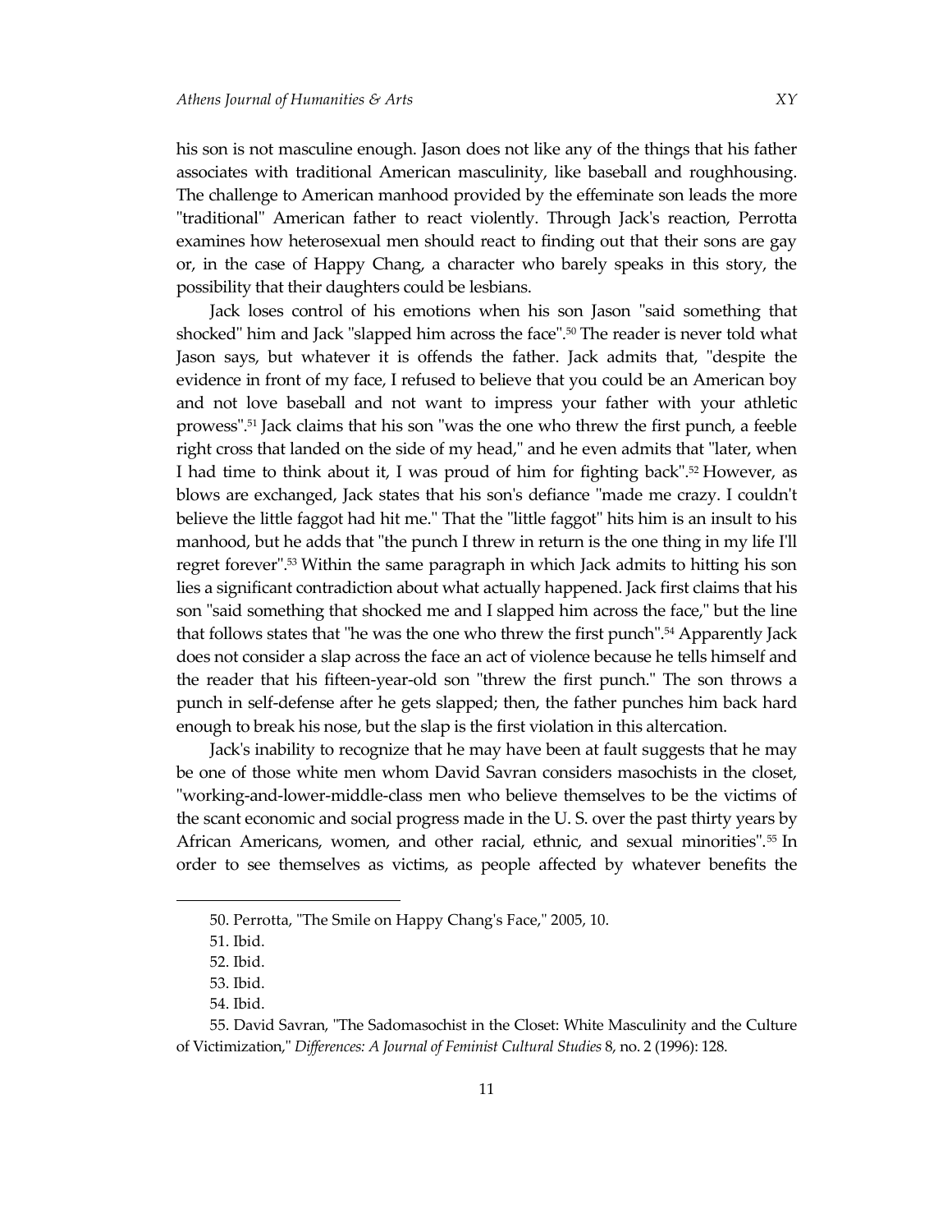his son is not masculine enough. Jason does not like any of the things that his father associates with traditional American masculinity, like baseball and roughhousing. The challenge to American manhood provided by the effeminate son leads the more "traditional" American father to react violently. Through Jack's reaction, Perrotta examines how heterosexual men should react to finding out that their sons are gay or, in the case of Happy Chang, a character who barely speaks in this story, the possibility that their daughters could be lesbians.

Jack loses control of his emotions when his son Jason "said something that shocked" him and Jack "slapped him across the face".[50] The reader is never told what Jason says, but whatever it is offends the father. Jack admits that, "despite the evidence in front of my face, I refused to believe that you could be an American boy and not love baseball and not want to impress your father with your athletic prowess".[51] Jack claims that his son "was the one who threw the first punch, a feeble right cross that landed on the side of my head," and he even admits that "later, when I had time to think about it, I was proud of him for fighting back".[52] However, as blows are exchanged, Jack states that his son's defiance "made me crazy. I couldn't believe the little faggot had hit me." That the "little faggot" hits him is an insult to his manhood, but he adds that "the punch I threw in return is the one thing in my life I'll regret forever".[53] Within the same paragraph in which Jack admits to hitting his son lies a significant contradiction about what actually happened. Jack first claims that his son "said something that shocked me and I slapped him across the face," but the line that follows states that "he was the one who threw the first punch".[54] Apparently Jack does not consider a slap across the face an act of violence because he tells himself and the reader that his fifteen-year-old son "threw the first punch." The son throws a punch in self-defense after he gets slapped; then, the father punches him back hard enough to break his nose, but the slap is the first violation in this altercation.

Jack's inability to recognize that he may have been at fault suggests that he may be one of those white men whom David Savran considers masochists in the closet, "working-and-lower-middle-class men who believe themselves to be the victims of the scant economic and social progress made in the U. S. over the past thirty years by African Americans, women, and other racial, ethnic, and sexual minorities".[55] In order to see themselves as victims, as people affected by whatever benefits the

---

50. Perrotta, "The Smile on Happy Chang's Face," 2005, 10.

51. Ibid.

52. Ibid.

53. Ibid.

54. Ibid.

55. David Savran, "The Sadomasochist in the Closet: White Masculinity and the Culture of Victimization," *Differences: A Journal of Feminist Cultural Studies* 8, no. 2 (1996): 128.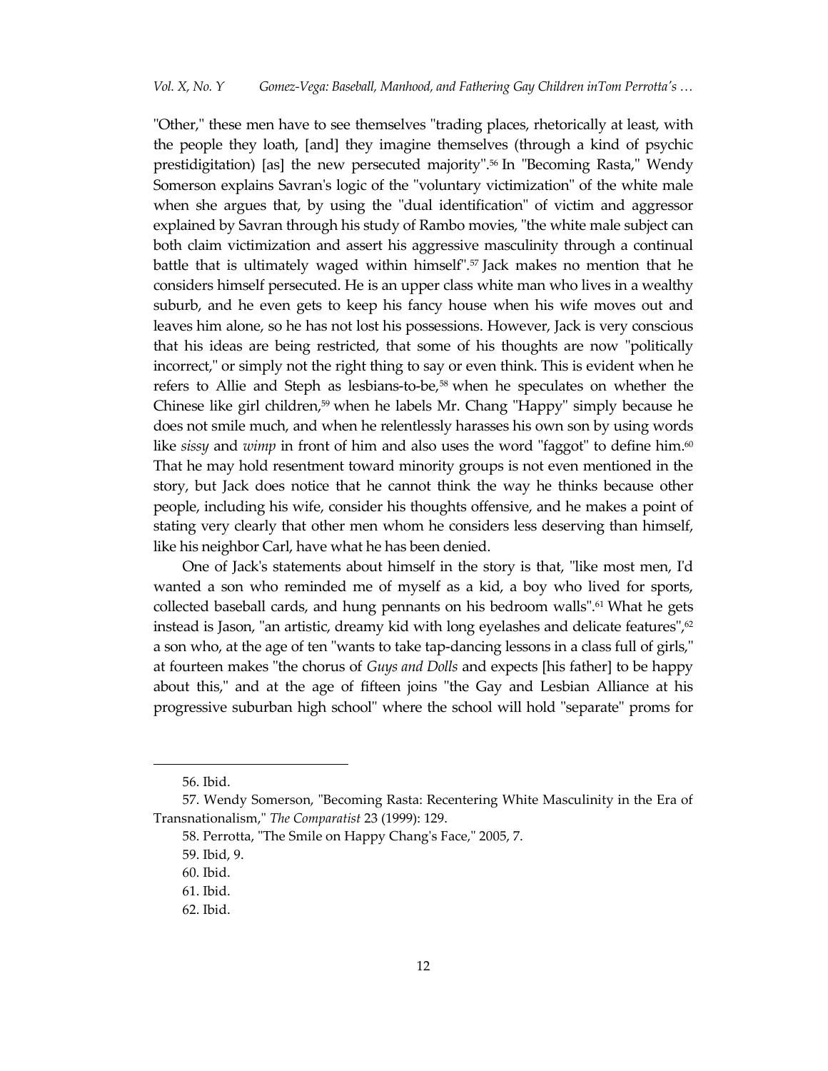"Other," these men have to see themselves "trading places, rhetorically at least, with the people they loath, [and] they imagine themselves (through a kind of psychic prestidigitation) [as] the new persecuted majority".[56] In "Becoming Rasta," Wendy Somerson explains Savran's logic of the "voluntary victimization" of the white male when she argues that, by using the "dual identification" of victim and aggressor explained by Savran through his study of Rambo movies, "the white male subject can both claim victimization and assert his aggressive masculinity through a continual battle that is ultimately waged within himself".[57] Jack makes no mention that he considers himself persecuted. He is an upper class white man who lives in a wealthy suburb, and he even gets to keep his fancy house when his wife moves out and leaves him alone, so he has not lost his possessions. However, Jack is very conscious that his ideas are being restricted, that some of his thoughts are now "politically incorrect," or simply not the right thing to say or even think. This is evident when he refers to Allie and Steph as lesbians-to-be,[58] when he speculates on whether the Chinese like girl children,[59] when he labels Mr. Chang "Happy" simply because he does not smile much, and when he relentlessly harasses his own son by using words like *sissy* and *wimp* in front of him and also uses the word "faggot" to define him.[60] That he may hold resentment toward minority groups is not even mentioned in the story, but Jack does notice that he cannot think the way he thinks because other people, including his wife, consider his thoughts offensive, and he makes a point of stating very clearly that other men whom he considers less deserving than himself, like his neighbor Carl, have what he has been denied.

One of Jack's statements about himself in the story is that, "like most men, I'd wanted a son who reminded me of myself as a kid, a boy who lived for sports, collected baseball cards, and hung pennants on his bedroom walls".[61] What he gets instead is Jason, "an artistic, dreamy kid with long eyelashes and delicate features",[62] a son who, at the age of ten "wants to take tap-dancing lessons in a class full of girls," at fourteen makes "the chorus of *Guys and Dolls* and expects [his father] to be happy about this," and at the age of fifteen joins "the Gay and Lesbian Alliance at his progressive suburban high school" where the school will hold "separate" proms for

---

56. Ibid.

57. Wendy Somerson, "Becoming Rasta: Recentering White Masculinity in the Era of Transnationalism," *The Comparatist* 23 (1999): 129.

58. Perrotta, "The Smile on Happy Chang's Face," 2005, 7.

59. Ibid, 9.

60. Ibid.

61. Ibid.

62. Ibid.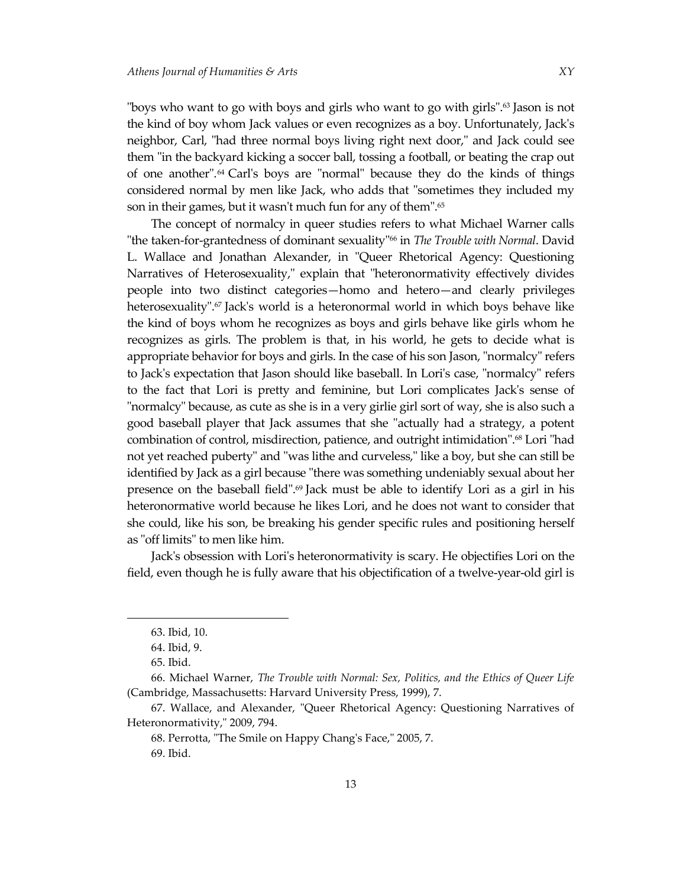"boys who want to go with boys and girls who want to go with girls".[63] Jason is not the kind of boy whom Jack values or even recognizes as a boy. Unfortunately, Jack's neighbor, Carl, "had three normal boys living right next door," and Jack could see them "in the backyard kicking a soccer ball, tossing a football, or beating the crap out of one another".[64] Carl's boys are "normal" because they do the kinds of things considered normal by men like Jack, who adds that "sometimes they included my son in their games, but it wasn't much fun for any of them".[65]

The concept of normalcy in queer studies refers to what Michael Warner calls "the taken-for-grantedness of dominant sexuality"[66] in *The Trouble with Normal*. David L. Wallace and Jonathan Alexander, in "Queer Rhetorical Agency: Questioning Narratives of Heterosexuality," explain that "heteronormativity effectively divides people into two distinct categories—homo and hetero—and clearly privileges heterosexuality".[67] Jack's world is a heteronormal world in which boys behave like the kind of boys whom he recognizes as boys and girls behave like girls whom he recognizes as girls. The problem is that, in his world, he gets to decide what is appropriate behavior for boys and girls. In the case of his son Jason, "normalcy" refers to Jack's expectation that Jason should like baseball. In Lori's case, "normalcy" refers to the fact that Lori is pretty and feminine, but Lori complicates Jack's sense of "normalcy" because, as cute as she is in a very girlie girl sort of way, she is also such a good baseball player that Jack assumes that she "actually had a strategy, a potent combination of control, misdirection, patience, and outright intimidation".[68] Lori "had not yet reached puberty" and "was lithe and curveless," like a boy, but she can still be identified by Jack as a girl because "there was something undeniably sexual about her presence on the baseball field".[69] Jack must be able to identify Lori as a girl in his heteronormative world because he likes Lori, and he does not want to consider that she could, like his son, be breaking his gender specific rules and positioning herself as "off limits" to men like him.

Jack's obsession with Lori's heteronormativity is scary. He objectifies Lori on the field, even though he is fully aware that his objectification of a twelve-year-old girl is

---

63. Ibid, 10.

64. Ibid, 9.

65. Ibid.

66. Michael Warner, *The Trouble with Normal: Sex, Politics, and the Ethics of Queer Life* (Cambridge, Massachusetts: Harvard University Press, 1999), 7.

67. Wallace, and Alexander, "Queer Rhetorical Agency: Questioning Narratives of Heteronormativity," 2009, 794.

68. Perrotta, "The Smile on Happy Chang's Face," 2005, 7.

69. Ibid.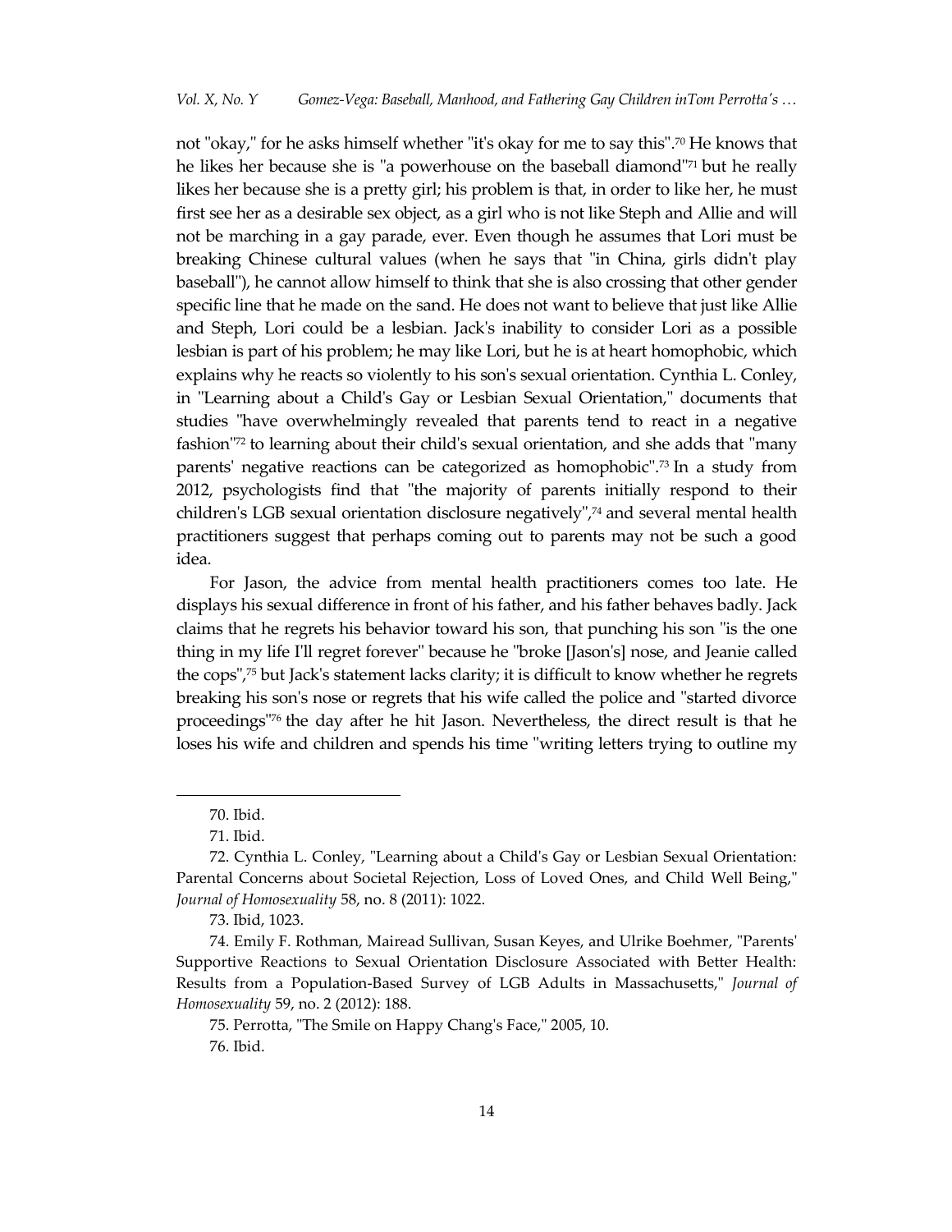not "okay," for he asks himself whether "it's okay for me to say this".[70] He knows that he likes her because she is "a powerhouse on the baseball diamond"[71] but he really likes her because she is a pretty girl; his problem is that, in order to like her, he must first see her as a desirable sex object, as a girl who is not like Steph and Allie and will not be marching in a gay parade, ever. Even though he assumes that Lori must be breaking Chinese cultural values (when he says that "in China, girls didn't play baseball"), he cannot allow himself to think that she is also crossing that other gender specific line that he made on the sand. He does not want to believe that just like Allie and Steph, Lori could be a lesbian. Jack's inability to consider Lori as a possible lesbian is part of his problem; he may like Lori, but he is at heart homophobic, which explains why he reacts so violently to his son's sexual orientation. Cynthia L. Conley, in "Learning about a Child's Gay or Lesbian Sexual Orientation," documents that studies "have overwhelmingly revealed that parents tend to react in a negative fashion"[72] to learning about their child's sexual orientation, and she adds that "many parents' negative reactions can be categorized as homophobic".[73] In a study from 2012, psychologists find that "the majority of parents initially respond to their children's LGB sexual orientation disclosure negatively",[74] and several mental health practitioners suggest that perhaps coming out to parents may not be such a good idea.

For Jason, the advice from mental health practitioners comes too late. He displays his sexual difference in front of his father, and his father behaves badly. Jack claims that he regrets his behavior toward his son, that punching his son "is the one thing in my life I'll regret forever" because he "broke [Jason's] nose, and Jeanie called the cops",[75] but Jack's statement lacks clarity; it is difficult to know whether he regrets breaking his son's nose or regrets that his wife called the police and "started divorce proceedings"[76] the day after he hit Jason. Nevertheless, the direct result is that he loses his wife and children and spends his time "writing letters trying to outline my

---

70. Ibid.

71. Ibid.

72. Cynthia L. Conley, "Learning about a Child's Gay or Lesbian Sexual Orientation: Parental Concerns about Societal Rejection, Loss of Loved Ones, and Child Well Being," *Journal of Homosexuality* 58, no. 8 (2011): 1022.

73. Ibid, 1023.

74. Emily F. Rothman, Mairead Sullivan, Susan Keyes, and Ulrike Boehmer, "Parents' Supportive Reactions to Sexual Orientation Disclosure Associated with Better Health: Results from a Population-Based Survey of LGB Adults in Massachusetts," *Journal of Homosexuality* 59, no. 2 (2012): 188.

75. Perrotta, "The Smile on Happy Chang's Face," 2005, 10.

76. Ibid.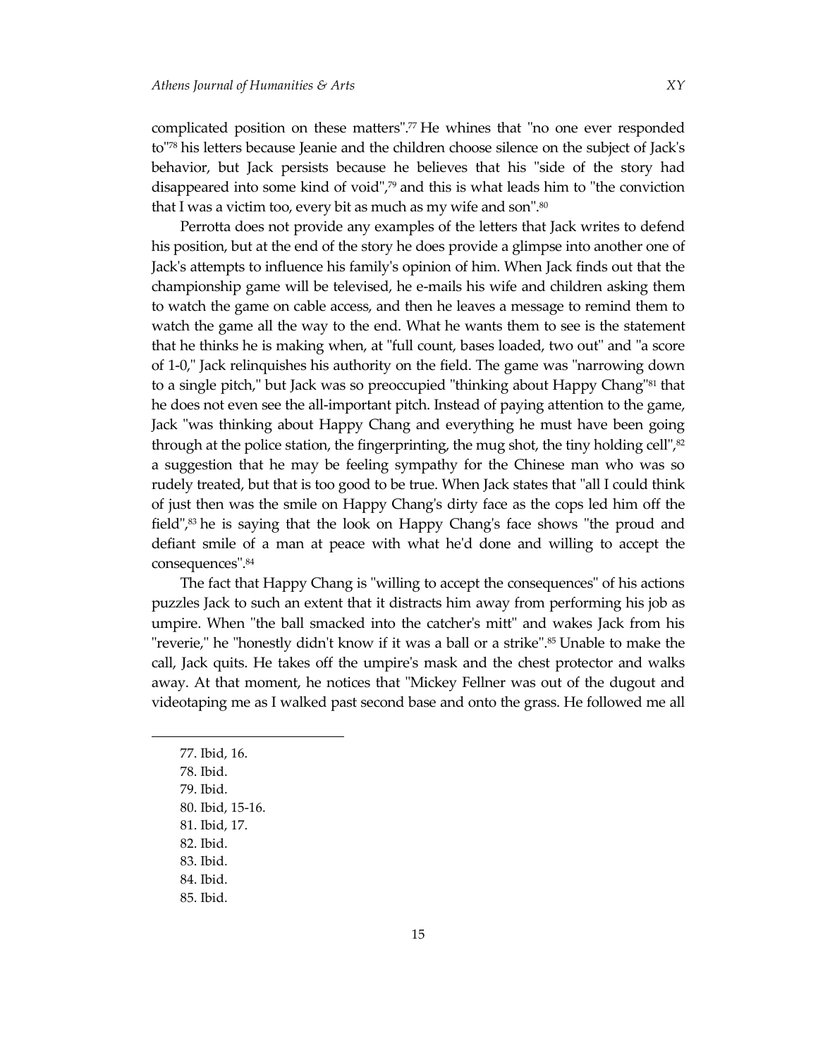complicated position on these matters".[77] He whines that "no one ever responded to"[78] his letters because Jeanie and the children choose silence on the subject of Jack's behavior, but Jack persists because he believes that his "side of the story had disappeared into some kind of void",[79] and this is what leads him to "the conviction that I was a victim too, every bit as much as my wife and son".[80]

Perrotta does not provide any examples of the letters that Jack writes to defend his position, but at the end of the story he does provide a glimpse into another one of Jack's attempts to influence his family's opinion of him. When Jack finds out that the championship game will be televised, he e-mails his wife and children asking them to watch the game on cable access, and then he leaves a message to remind them to watch the game all the way to the end. What he wants them to see is the statement that he thinks he is making when, at "full count, bases loaded, two out" and "a score of 1-0," Jack relinquishes his authority on the field. The game was "narrowing down to a single pitch," but Jack was so preoccupied "thinking about Happy Chang"[81] that he does not even see the all-important pitch. Instead of paying attention to the game, Jack "was thinking about Happy Chang and everything he must have been going through at the police station, the fingerprinting, the mug shot, the tiny holding cell",[82] a suggestion that he may be feeling sympathy for the Chinese man who was so rudely treated, but that is too good to be true. When Jack states that "all I could think of just then was the smile on Happy Chang's dirty face as the cops led him off the field",[83] he is saying that the look on Happy Chang's face shows "the proud and defiant smile of a man at peace with what he'd done and willing to accept the consequences".[84]

The fact that Happy Chang is "willing to accept the consequences" of his actions puzzles Jack to such an extent that it distracts him away from performing his job as umpire. When "the ball smacked into the catcher's mitt" and wakes Jack from his "reverie," he "honestly didn't know if it was a ball or a strike".[85] Unable to make the call, Jack quits. He takes off the umpire's mask and the chest protector and walks away. At that moment, he notices that "Mickey Fellner was out of the dugout and videotaping me as I walked past second base and onto the grass. He followed me all

77. Ibid, 16.
78. Ibid.
79. Ibid.
80. Ibid, 15-16.
81. Ibid, 17.
82. Ibid.
83. Ibid.
84. Ibid.
85. Ibid.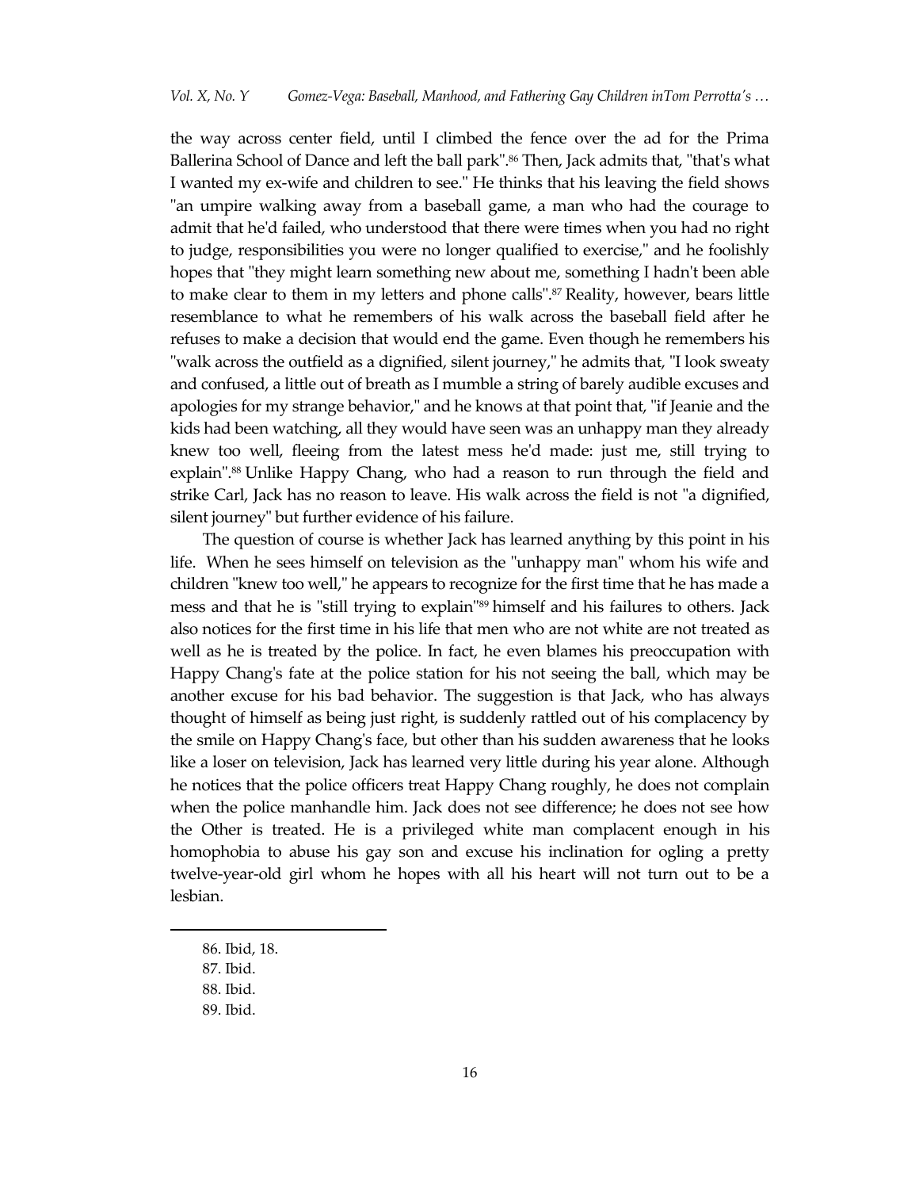the way across center field, until I climbed the fence over the ad for the Prima Ballerina School of Dance and left the ball park".[86] Then, Jack admits that, "that's what I wanted my ex-wife and children to see." He thinks that his leaving the field shows "an umpire walking away from a baseball game, a man who had the courage to admit that he'd failed, who understood that there were times when you had no right to judge, responsibilities you were no longer qualified to exercise," and he foolishly hopes that "they might learn something new about me, something I hadn't been able to make clear to them in my letters and phone calls".[87] Reality, however, bears little resemblance to what he remembers of his walk across the baseball field after he refuses to make a decision that would end the game. Even though he remembers his "walk across the outfield as a dignified, silent journey," he admits that, "I look sweaty and confused, a little out of breath as I mumble a string of barely audible excuses and apologies for my strange behavior," and he knows at that point that, "if Jeanie and the kids had been watching, all they would have seen was an unhappy man they already knew too well, fleeing from the latest mess he'd made: just me, still trying to explain".[88] Unlike Happy Chang, who had a reason to run through the field and strike Carl, Jack has no reason to leave. His walk across the field is not "a dignified, silent journey" but further evidence of his failure.

The question of course is whether Jack has learned anything by this point in his life. When he sees himself on television as the "unhappy man" whom his wife and children "knew too well," he appears to recognize for the first time that he has made a mess and that he is "still trying to explain"[89] himself and his failures to others. Jack also notices for the first time in his life that men who are not white are not treated as well as he is treated by the police. In fact, he even blames his preoccupation with Happy Chang's fate at the police station for his not seeing the ball, which may be another excuse for his bad behavior. The suggestion is that Jack, who has always thought of himself as being just right, is suddenly rattled out of his complacency by the smile on Happy Chang's face, but other than his sudden awareness that he looks like a loser on television, Jack has learned very little during his year alone. Although he notices that the police officers treat Happy Chang roughly, he does not complain when the police manhandle him. Jack does not see difference; he does not see how the Other is treated. He is a privileged white man complacent enough in his homophobia to abuse his gay son and excuse his inclination for ogling a pretty twelve-year-old girl whom he hopes with all his heart will not turn out to be a lesbian.

86. Ibid, 18.

87. Ibid.

88. Ibid.

89. Ibid.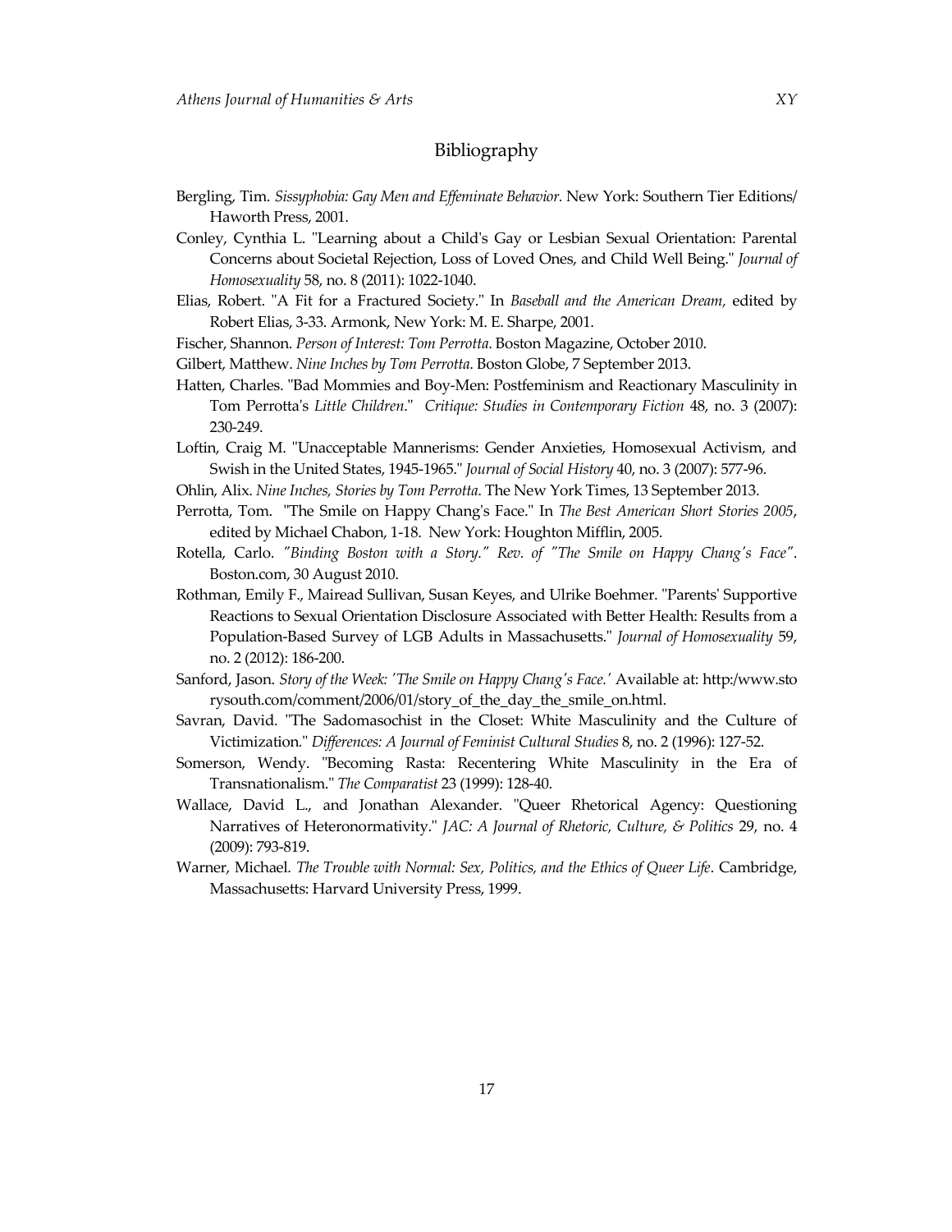## Bibliography

Bergling, Tim. *Sissyphobia: Gay Men and Effeminate Behavior.* New York: Southern Tier Editions/ Haworth Press, 2001.

Conley, Cynthia L. "Learning about a Child's Gay or Lesbian Sexual Orientation: Parental Concerns about Societal Rejection, Loss of Loved Ones, and Child Well Being." *Journal of Homosexuality* 58, no. 8 (2011): 1022-1040.

Elias, Robert. "A Fit for a Fractured Society." In *Baseball and the American Dream,* edited by Robert Elias, 3-33. Armonk, New York: M. E. Sharpe, 2001.

Fischer, Shannon. *Person of Interest: Tom Perrotta*. Boston Magazine, October 2010.

Gilbert, Matthew. *Nine Inches by Tom Perrotta*. Boston Globe, 7 September 2013.

Hatten, Charles. "Bad Mommies and Boy-Men: Postfeminism and Reactionary Masculinity in Tom Perrotta's *Little Children*." *Critique: Studies in Contemporary Fiction* 48, no. 3 (2007): 230-249.

Loftin, Craig M. "Unacceptable Mannerisms: Gender Anxieties, Homosexual Activism, and Swish in the United States, 1945-1965." *Journal of Social History* 40, no. 3 (2007): 577-96.

Ohlin, Alix. *Nine Inches, Stories by Tom Perrotta*. The New York Times, 13 September 2013.

Perrotta, Tom. "The Smile on Happy Chang's Face." In *The Best American Short Stories 2005*, edited by Michael Chabon, 1-18. New York: Houghton Mifflin, 2005.

Rotella, Carlo. *"Binding Boston with a Story." Rev. of "The Smile on Happy Chang's Face"*. Boston.com, 30 August 2010.

Rothman, Emily F., Mairead Sullivan, Susan Keyes, and Ulrike Boehmer. "Parents' Supportive Reactions to Sexual Orientation Disclosure Associated with Better Health: Results from a Population-Based Survey of LGB Adults in Massachusetts." *Journal of Homosexuality* 59, no. 2 (2012): 186-200.

Sanford, Jason. *Story of the Week: 'The Smile on Happy Chang's Face.'* Available at: http:/www.storysouth.com/comment/2006/01/story_of_the_day_the_smile_on.html.

Savran, David. "The Sadomasochist in the Closet: White Masculinity and the Culture of Victimization." *Differences: A Journal of Feminist Cultural Studies* 8, no. 2 (1996): 127-52.

Somerson, Wendy. "Becoming Rasta: Recentering White Masculinity in the Era of Transnationalism." *The Comparatist* 23 (1999): 128-40.

Wallace, David L., and Jonathan Alexander. "Queer Rhetorical Agency: Questioning Narratives of Heteronormativity." *JAC: A Journal of Rhetoric, Culture, & Politics* 29, no. 4 (2009): 793-819.

Warner, Michael. *The Trouble with Normal: Sex, Politics, and the Ethics of Queer Life*. Cambridge, Massachusetts: Harvard University Press, 1999.